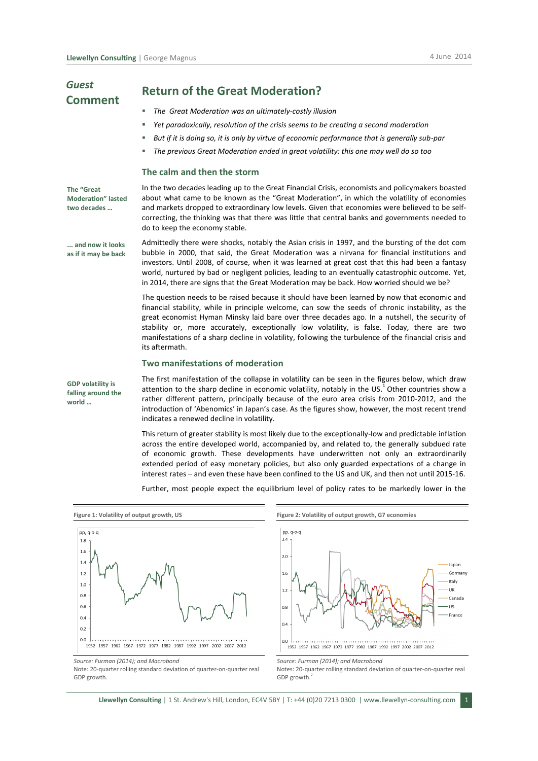# Guest Comment

## Return of the Great Moderation?

- *The Great Moderation was an ultimately-costly illusion*
- *Yet paradoxically, resolution of the crisis seems to be creating a second moderation*
- *But if it is doing so, it is only by virtue of economic performance that is generally sub-par*
- *The previous Great Moderation ended in great volatility: this one may well do so too*

### The calm and then the storm

**The "Great Moderation" lasted two decades …**

In the two decades leading up to the Great Financial Crisis, economists and policymakers boasted about what came to be known as the "Great Moderation", in which the volatility of economies and markets dropped to extraordinary low levels. Given that economies were believed to be self-correcting, the thinking was that there was little that central banks and governments needed to do to keep the economy stable.

**… and now it looks as if it may be back**

Admittedly there were shocks, notably the Asian crisis in 1997, and the bursting of the dot com bubble in 2000, that said, the Great Moderation was a nirvana for financial institutions and investors. Until 2008, of course, when it was learned at great cost that this had been a fantasy world, nurtured by bad or negligent policies, leading to an eventually catastrophic outcome. Yet, in 2014, there are signs that the Great Moderation may be back. How worried should we be?

The question needs to be raised because it should have been learned by now that economic and financial stability, while in principle welcome, can sow the seeds of chronic instability, as the great economist Hyman Minsky laid bare over three decades ago. In a nutshell, the security of stability or, more accurately, exceptionally low volatility, is false. Today, there are two manifestations of a sharp decline in volatility, following the turbulence of the financial crisis and its aftermath.

### Two manifestations of moderation

**GDP volatility is falling around the world …**

The first manifestation of the collapse in volatility can be seen in the figures below, which draw attention to the sharp decline in economic volatility, notably in the US.[1] Other countries show a rather different pattern, principally because of the euro area crisis from 2010-2012, and the introduction of 'Abenomics' in Japan's case. As the figures show, however, the most recent trend indicates a renewed decline in volatility.

This return of greater stability is most likely due to the exceptionally-low and predictable inflation across the entire developed world, accompanied by, and related to, the generally subdued rate of economic growth. These developments have underwritten not only an extraordinarily extended period of easy monetary policies, but also only guarded expectations of a change in interest rates – and even these have been confined to the US and UK, and then not until 2015-16.

Further, most people expect the equilibrium level of policy rates to be markedly lower in the

**Figure 1: Volatility of output growth, US**

pp, q-o-q
1.8
1.6
1.4
1.2
1.0
0.8
0.6
0.4
0.2
0.0
1952 1957 1962 1967 1972 1977 1982 1987 1992 1997 2002 2007 2012

*Source: Furman (2014); and Macrobond*

Note: 20-quarter rolling standard deviation of quarter-on-quarter real GDP growth.

**Figure 2: Volatility of output growth, G7 economies**

pp, q-o-q
2.4
2.0
1.6
1.2
0.8
0.4
0.0
1952 1957 1962 1967 1972 1977 1982 1987 1992 1997 2002 2007 2012

Japan
Germany
Italy
UK
Canada
US
France

*Source: Furman (2014); and Macrobond*

Notes: 20-quarter rolling standard deviation of quarter-on-quarter real GDP growth.[2]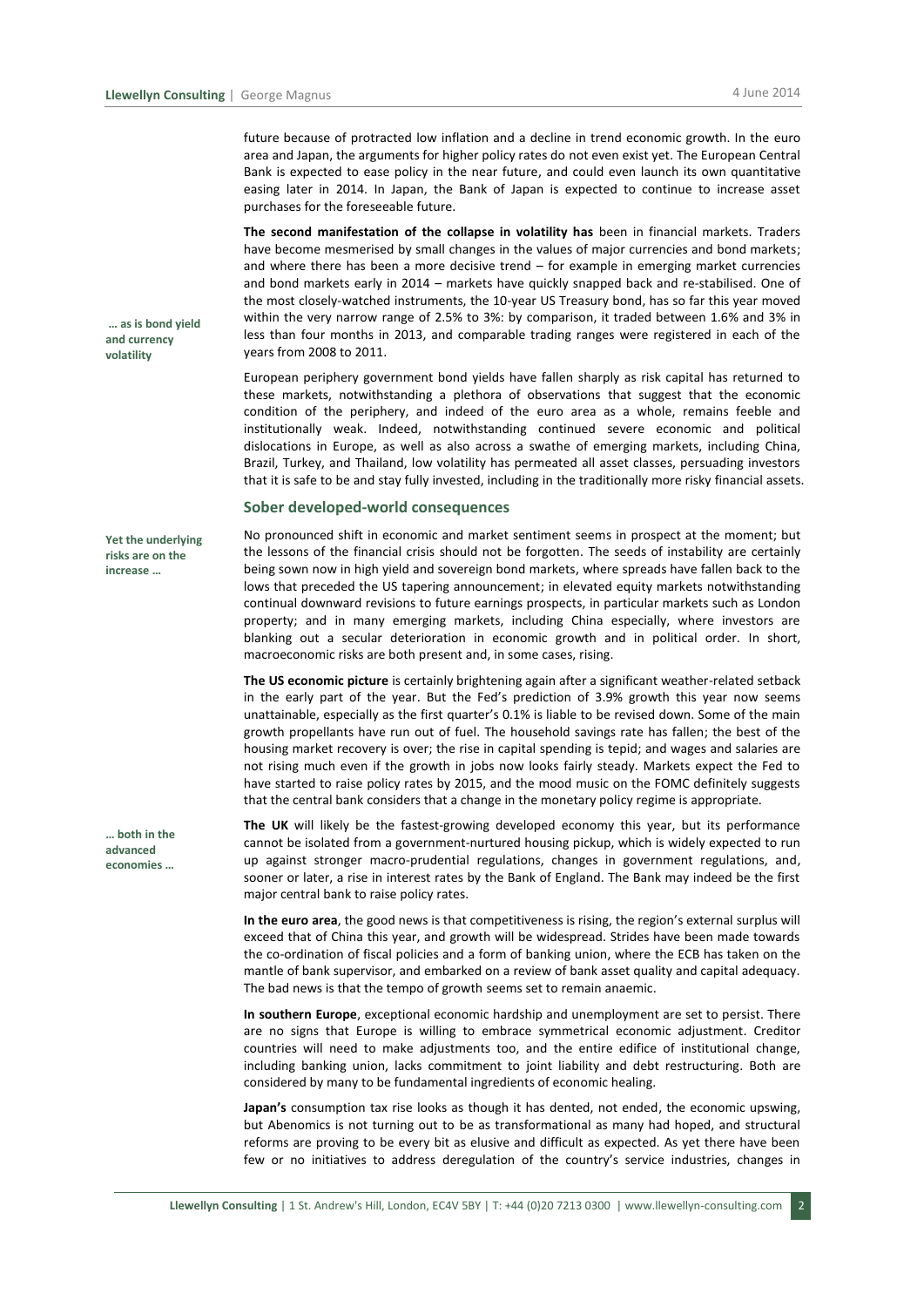future because of protracted low inflation and a decline in trend economic growth. In the euro area and Japan, the arguments for higher policy rates do not even exist yet. The European Central Bank is expected to ease policy in the near future, and could even launch its own quantitative easing later in 2014. In Japan, the Bank of Japan is expected to continue to increase asset purchases for the foreseeable future.

**… as is bond yield and currency volatility**

**The second manifestation of the collapse in volatility has** been in financial markets. Traders have become mesmerised by small changes in the values of major currencies and bond markets; and where there has been a more decisive trend – for example in emerging market currencies and bond markets early in 2014 – markets have quickly snapped back and re-stabilised. One of the most closely-watched instruments, the 10-year US Treasury bond, has so far this year moved within the very narrow range of 2.5% to 3%: by comparison, it traded between 1.6% and 3% in less than four months in 2013, and comparable trading ranges were registered in each of the years from 2008 to 2011.

European periphery government bond yields have fallen sharply as risk capital has returned to these markets, notwithstanding a plethora of observations that suggest that the economic condition of the periphery, and indeed of the euro area as a whole, remains feeble and institutionally weak. Indeed, notwithstanding continued severe economic and political dislocations in Europe, as well as also across a swathe of emerging markets, including China, Brazil, Turkey, and Thailand, low volatility has permeated all asset classes, persuading investors that it is safe to be and stay fully invested, including in the traditionally more risky financial assets.

## Sober developed-world consequences

**Yet the underlying risks are on the increase …**

No pronounced shift in economic and market sentiment seems in prospect at the moment; but the lessons of the financial crisis should not be forgotten. The seeds of instability are certainly being sown now in high yield and sovereign bond markets, where spreads have fallen back to the lows that preceded the US tapering announcement; in elevated equity markets notwithstanding continual downward revisions to future earnings prospects, in particular markets such as London property; and in many emerging markets, including China especially, where investors are blanking out a secular deterioration in economic growth and in political order. In short, macroeconomic risks are both present and, in some cases, rising.

**The US economic picture** is certainly brightening again after a significant weather-related setback in the early part of the year. But the Fed's prediction of 3.9% growth this year now seems unattainable, especially as the first quarter's 0.1% is liable to be revised down. Some of the main growth propellants have run out of fuel. The household savings rate has fallen; the best of the housing market recovery is over; the rise in capital spending is tepid; and wages and salaries are not rising much even if the growth in jobs now looks fairly steady. Markets expect the Fed to have started to raise policy rates by 2015, and the mood music on the FOMC definitely suggests that the central bank considers that a change in the monetary policy regime is appropriate.

**… both in the advanced economies …**

**The UK** will likely be the fastest-growing developed economy this year, but its performance cannot be isolated from a government-nurtured housing pickup, which is widely expected to run up against stronger macro-prudential regulations, changes in government regulations, and, sooner or later, a rise in interest rates by the Bank of England. The Bank may indeed be the first major central bank to raise policy rates.

**In the euro area**, the good news is that competitiveness is rising, the region's external surplus will exceed that of China this year, and growth will be widespread. Strides have been made towards the co-ordination of fiscal policies and a form of banking union, where the ECB has taken on the mantle of bank supervisor, and embarked on a review of bank asset quality and capital adequacy. The bad news is that the tempo of growth seems set to remain anaemic.

**In southern Europe**, exceptional economic hardship and unemployment are set to persist. There are no signs that Europe is willing to embrace symmetrical economic adjustment. Creditor countries will need to make adjustments too, and the entire edifice of institutional change, including banking union, lacks commitment to joint liability and debt restructuring. Both are considered by many to be fundamental ingredients of economic healing.

**Japan's** consumption tax rise looks as though it has dented, not ended, the economic upswing, but Abenomics is not turning out to be as transformational as many had hoped, and structural reforms are proving to be every bit as elusive and difficult as expected. As yet there have been few or no initiatives to address deregulation of the country's service industries, changes in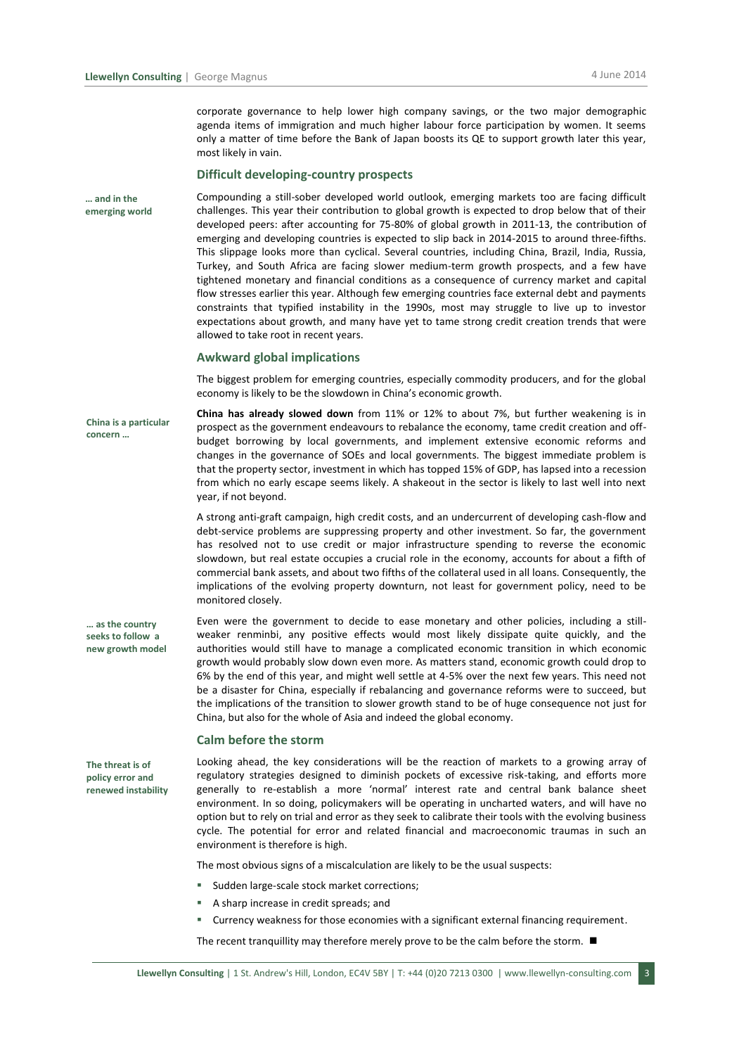corporate governance to help lower high company savings, or the two major demographic agenda items of immigration and much higher labour force participation by women. It seems only a matter of time before the Bank of Japan boosts its QE to support growth later this year, most likely in vain.

### Difficult developing-country prospects

**… and in the emerging world**

Compounding a still-sober developed world outlook, emerging markets too are facing difficult challenges. This year their contribution to global growth is expected to drop below that of their developed peers: after accounting for 75-80% of global growth in 2011-13, the contribution of emerging and developing countries is expected to slip back in 2014-2015 to around three-fifths. This slippage looks more than cyclical. Several countries, including China, Brazil, India, Russia, Turkey, and South Africa are facing slower medium-term growth prospects, and a few have tightened monetary and financial conditions as a consequence of currency market and capital flow stresses earlier this year. Although few emerging countries face external debt and payments constraints that typified instability in the 1990s, most may struggle to live up to investor expectations about growth, and many have yet to tame strong credit creation trends that were allowed to take root in recent years.

### Awkward global implications

The biggest problem for emerging countries, especially commodity producers, and for the global economy is likely to be the slowdown in China's economic growth.

**China is a particular concern …**

**China has already slowed down** from 11% or 12% to about 7%, but further weakening is in prospect as the government endeavours to rebalance the economy, tame credit creation and off-budget borrowing by local governments, and implement extensive economic reforms and changes in the governance of SOEs and local governments. The biggest immediate problem is that the property sector, investment in which has topped 15% of GDP, has lapsed into a recession from which no early escape seems likely. A shakeout in the sector is likely to last well into next year, if not beyond.

A strong anti-graft campaign, high credit costs, and an undercurrent of developing cash-flow and debt-service problems are suppressing property and other investment. So far, the government has resolved not to use credit or major infrastructure spending to reverse the economic slowdown, but real estate occupies a crucial role in the economy, accounts for about a fifth of commercial bank assets, and about two fifths of the collateral used in all loans. Consequently, the implications of the evolving property downturn, not least for government policy, need to be monitored closely.

**… as the country seeks to follow a new growth model**

Even were the government to decide to ease monetary and other policies, including a still-weaker renminbi, any positive effects would most likely dissipate quite quickly, and the authorities would still have to manage a complicated economic transition in which economic growth would probably slow down even more. As matters stand, economic growth could drop to 6% by the end of this year, and might well settle at 4-5% over the next few years. This need not be a disaster for China, especially if rebalancing and governance reforms were to succeed, but the implications of the transition to slower growth stand to be of huge consequence not just for China, but also for the whole of Asia and indeed the global economy.

### Calm before the storm

**The threat is of policy error and renewed instability**

Looking ahead, the key considerations will be the reaction of markets to a growing array of regulatory strategies designed to diminish pockets of excessive risk-taking, and efforts more generally to re-establish a more 'normal' interest rate and central bank balance sheet environment. In so doing, policymakers will be operating in uncharted waters, and will have no option but to rely on trial and error as they seek to calibrate their tools with the evolving business cycle. The potential for error and related financial and macroeconomic traumas in such an environment is therefore is high.

The most obvious signs of a miscalculation are likely to be the usual suspects:

- Sudden large-scale stock market corrections;
- A sharp increase in credit spreads; and
- Currency weakness for those economies with a significant external financing requirement.

The recent tranquillity may therefore merely prove to be the calm before the storm. ■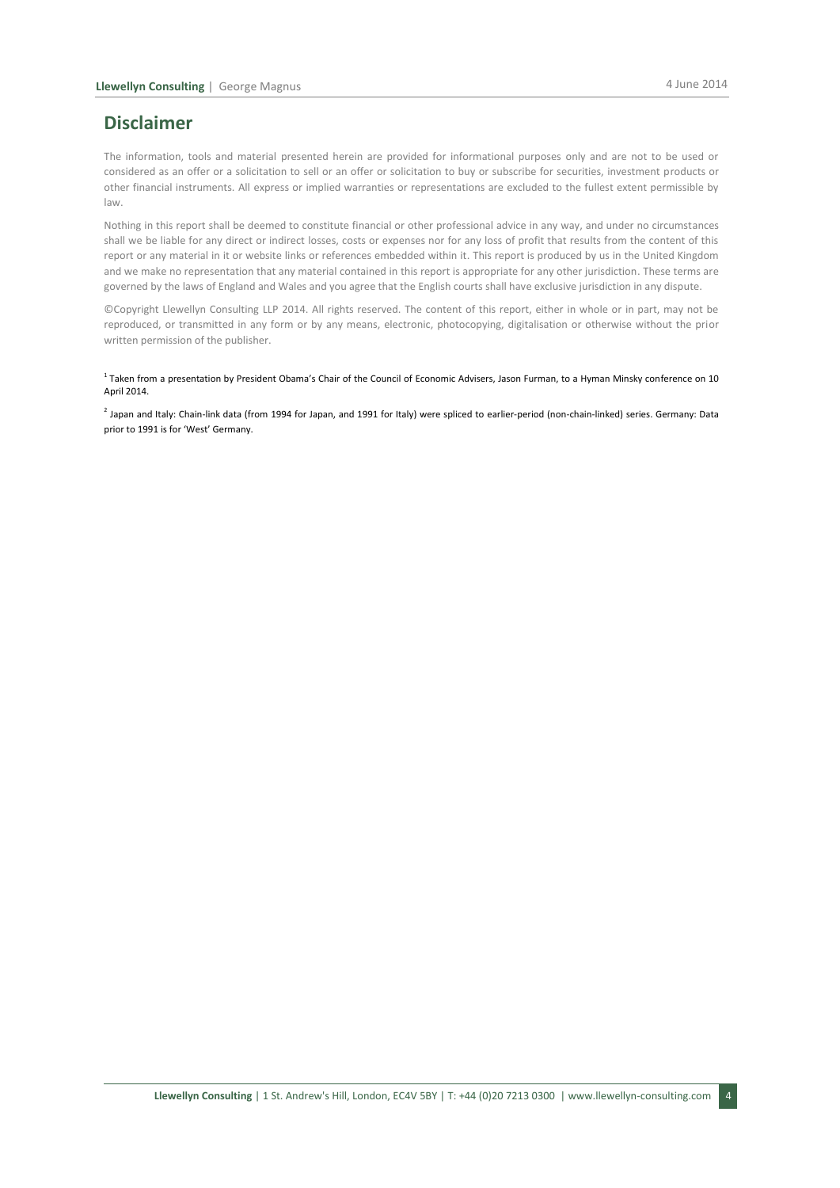## Disclaimer

The information, tools and material presented herein are provided for informational purposes only and are not to be used or considered as an offer or a solicitation to sell or an offer or solicitation to buy or subscribe for securities, investment products or other financial instruments. All express or implied warranties or representations are excluded to the fullest extent permissible by law.

Nothing in this report shall be deemed to constitute financial or other professional advice in any way, and under no circumstances shall we be liable for any direct or indirect losses, costs or expenses nor for any loss of profit that results from the content of this report or any material in it or website links or references embedded within it. This report is produced by us in the United Kingdom and we make no representation that any material contained in this report is appropriate for any other jurisdiction. These terms are governed by the laws of England and Wales and you agree that the English courts shall have exclusive jurisdiction in any dispute.

©Copyright Llewellyn Consulting LLP 2014. All rights reserved. The content of this report, either in whole or in part, may not be reproduced, or transmitted in any form or by any means, electronic, photocopying, digitalisation or otherwise without the prior written permission of the publisher.

[1] Taken from a presentation by President Obama's Chair of the Council of Economic Advisers, Jason Furman, to a Hyman Minsky conference on 10 April 2014.

[2] Japan and Italy: Chain-link data (from 1994 for Japan, and 1991 for Italy) were spliced to earlier-period (non-chain-linked) series. Germany: Data prior to 1991 is for 'West' Germany.